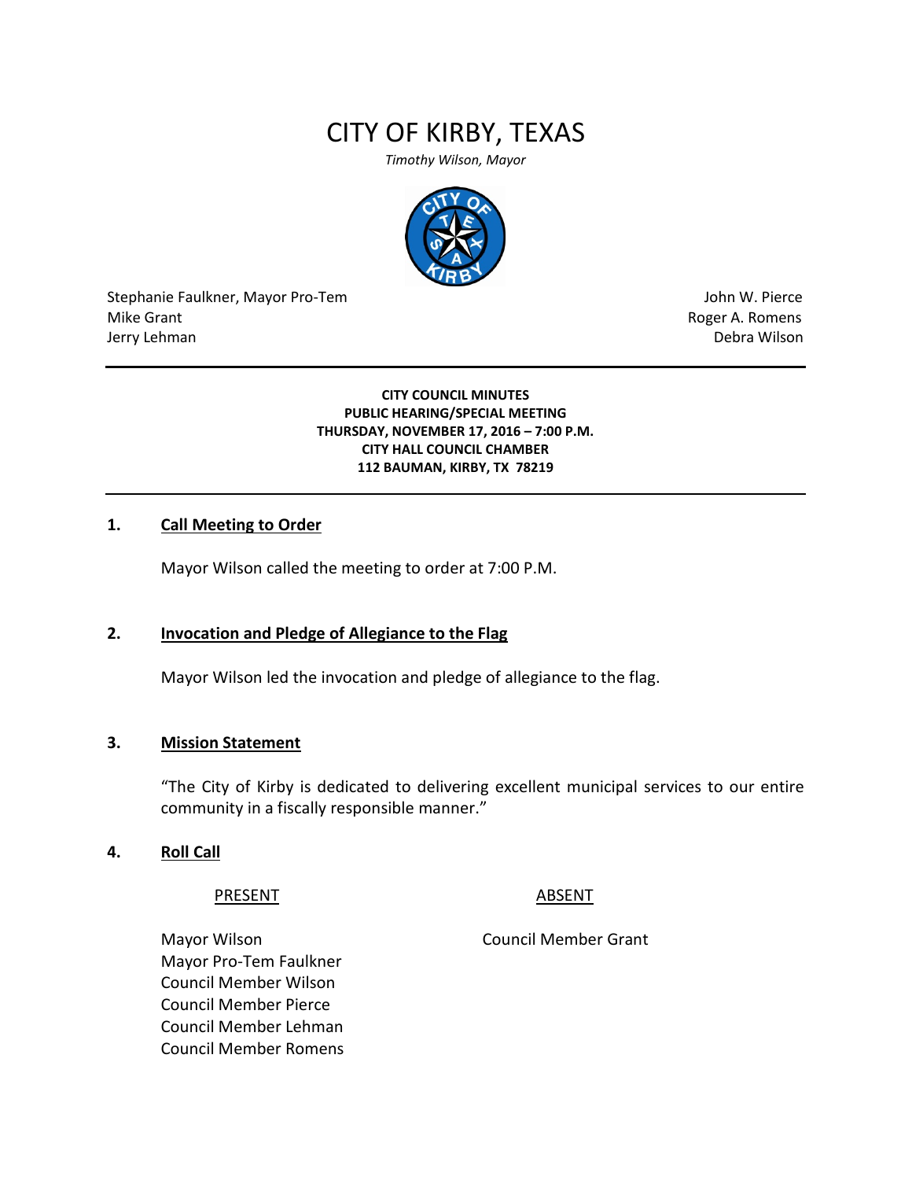# CITY OF KIRBY, TEXAS

*Timothy Wilson, Mayor*

| | |
|---|---|
| Stephanie Faulkner, Mayor Pro-Tem | John W. Pierce |
| Mike Grant | Roger A. Romens |
| Jerry Lehman | Debra Wilson |

---

**CITY COUNCIL MINUTES**
**PUBLIC HEARING/SPECIAL MEETING**
**THURSDAY, NOVEMBER 17, 2016 – 7:00 P.M.**
**CITY HALL COUNCIL CHAMBER**
**112 BAUMAN, KIRBY, TX 78219**

---

## 1. Call Meeting to Order

Mayor Wilson called the meeting to order at 7:00 P.M.

## 2. Invocation and Pledge of Allegiance to the Flag

Mayor Wilson led the invocation and pledge of allegiance to the flag.

## 3. Mission Statement

"The City of Kirby is dedicated to delivering excellent municipal services to our entire community in a fiscally responsible manner."

## 4. Roll Call

| PRESENT | ABSENT |
|---|---|
| Mayor Wilson | Council Member Grant |
| Mayor Pro-Tem Faulkner | |
| Council Member Wilson | |
| Council Member Pierce | |
| Council Member Lehman | |
| Council Member Romens | |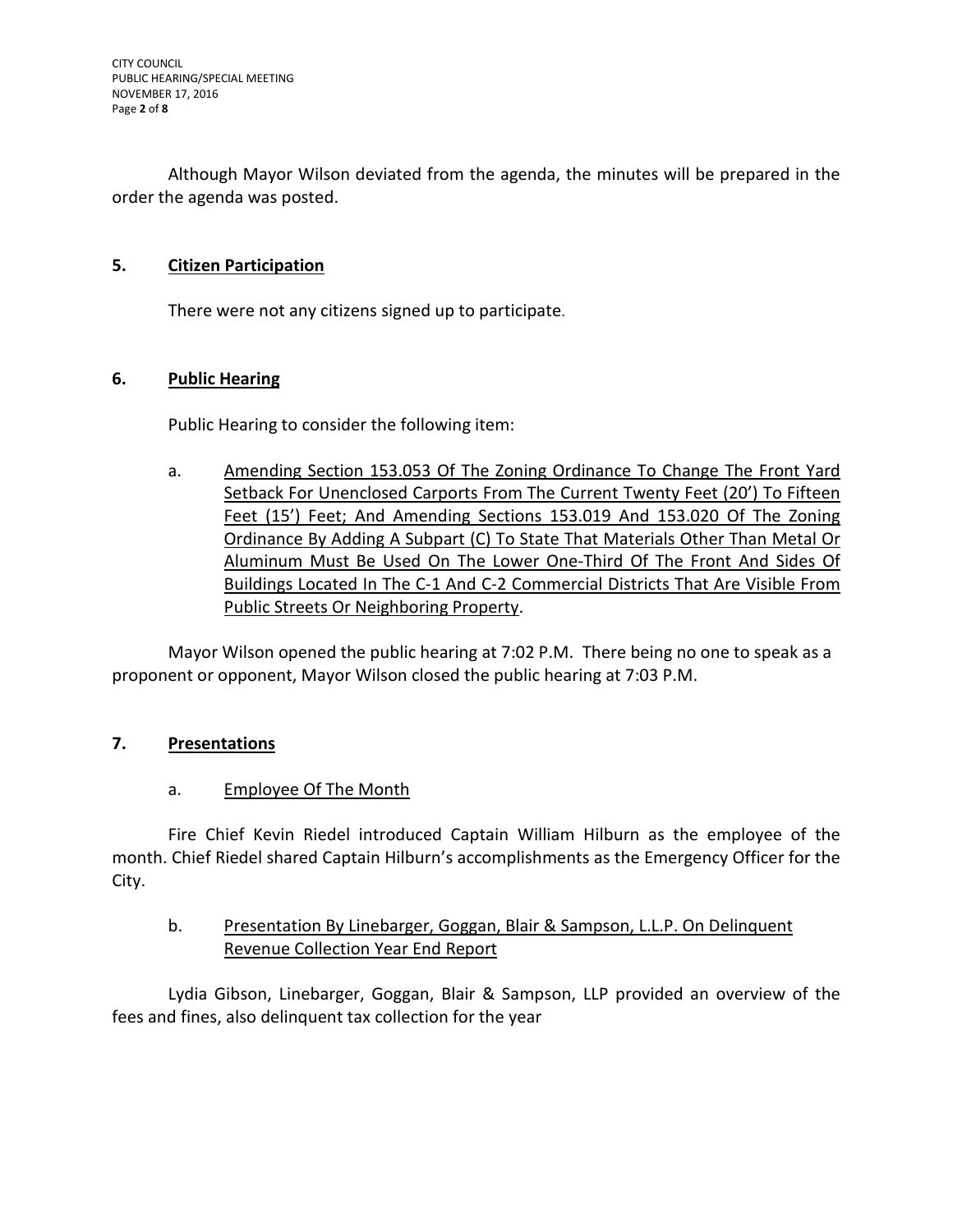Although Mayor Wilson deviated from the agenda, the minutes will be prepared in the order the agenda was posted.

## 5. Citizen Participation

There were not any citizens signed up to participate.

## 6. Public Hearing

Public Hearing to consider the following item:

a. Amending Section 153.053 Of The Zoning Ordinance To Change The Front Yard Setback For Unenclosed Carports From The Current Twenty Feet (20') To Fifteen Feet (15') Feet; And Amending Sections 153.019 And 153.020 Of The Zoning Ordinance By Adding A Subpart (C) To State That Materials Other Than Metal Or Aluminum Must Be Used On The Lower One-Third Of The Front And Sides Of Buildings Located In The C-1 And C-2 Commercial Districts That Are Visible From Public Streets Or Neighboring Property.

Mayor Wilson opened the public hearing at 7:02 P.M. There being no one to speak as a proponent or opponent, Mayor Wilson closed the public hearing at 7:03 P.M.

## 7. Presentations

a. Employee Of The Month

Fire Chief Kevin Riedel introduced Captain William Hilburn as the employee of the month. Chief Riedel shared Captain Hilburn's accomplishments as the Emergency Officer for the City.

b. Presentation By Linebarger, Goggan, Blair & Sampson, L.L.P. On Delinquent Revenue Collection Year End Report

Lydia Gibson, Linebarger, Goggan, Blair & Sampson, LLP provided an overview of the fees and fines, also delinquent tax collection for the year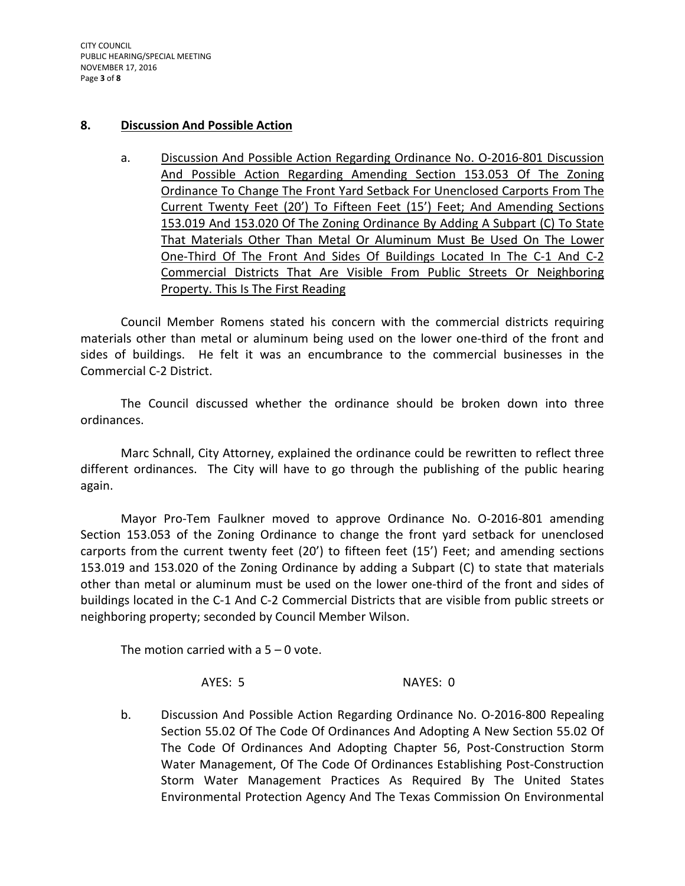## 8. Discussion And Possible Action

a. Discussion And Possible Action Regarding Ordinance No. O-2016-801 Discussion And Possible Action Regarding Amending Section 153.053 Of The Zoning Ordinance To Change The Front Yard Setback For Unenclosed Carports From The Current Twenty Feet (20') To Fifteen Feet (15') Feet; And Amending Sections 153.019 And 153.020 Of The Zoning Ordinance By Adding A Subpart (C) To State That Materials Other Than Metal Or Aluminum Must Be Used On The Lower One-Third Of The Front And Sides Of Buildings Located In The C-1 And C-2 Commercial Districts That Are Visible From Public Streets Or Neighboring Property. This Is The First Reading

Council Member Romens stated his concern with the commercial districts requiring materials other than metal or aluminum being used on the lower one-third of the front and sides of buildings. He felt it was an encumbrance to the commercial businesses in the Commercial C-2 District.

The Council discussed whether the ordinance should be broken down into three ordinances.

Marc Schnall, City Attorney, explained the ordinance could be rewritten to reflect three different ordinances. The City will have to go through the publishing of the public hearing again.

Mayor Pro-Tem Faulkner moved to approve Ordinance No. O-2016-801 amending Section 153.053 of the Zoning Ordinance to change the front yard setback for unenclosed carports from the current twenty feet (20') to fifteen feet (15') Feet; and amending sections 153.019 and 153.020 of the Zoning Ordinance by adding a Subpart (C) to state that materials other than metal or aluminum must be used on the lower one-third of the front and sides of buildings located in the C-1 And C-2 Commercial Districts that are visible from public streets or neighboring property; seconded by Council Member Wilson.

The motion carried with a 5 – 0 vote.

AYES: 5 NAYES: 0

b. Discussion And Possible Action Regarding Ordinance No. O-2016-800 Repealing Section 55.02 Of The Code Of Ordinances And Adopting A New Section 55.02 Of The Code Of Ordinances And Adopting Chapter 56, Post-Construction Storm Water Management, Of The Code Of Ordinances Establishing Post-Construction Storm Water Management Practices As Required By The United States Environmental Protection Agency And The Texas Commission On Environmental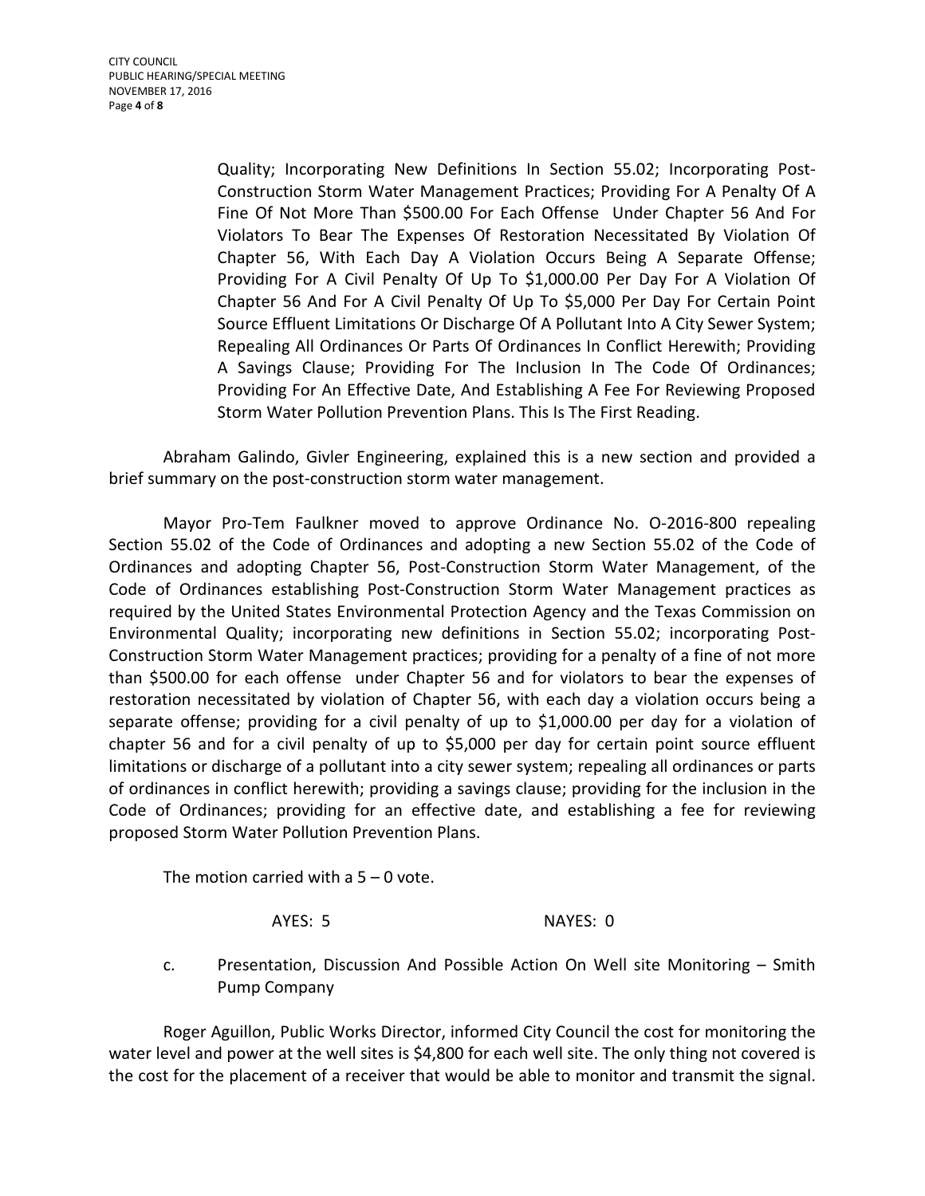Quality; Incorporating New Definitions In Section 55.02; Incorporating Post-Construction Storm Water Management Practices; Providing For A Penalty Of A Fine Of Not More Than $500.00 For Each Offense Under Chapter 56 And For Violators To Bear The Expenses Of Restoration Necessitated By Violation Of Chapter 56, With Each Day A Violation Occurs Being A Separate Offense; Providing For A Civil Penalty Of Up To $1,000.00 Per Day For A Violation Of Chapter 56 And For A Civil Penalty Of Up To $5,000 Per Day For Certain Point Source Effluent Limitations Or Discharge Of A Pollutant Into A City Sewer System; Repealing All Ordinances Or Parts Of Ordinances In Conflict Herewith; Providing A Savings Clause; Providing For The Inclusion In The Code Of Ordinances; Providing For An Effective Date, And Establishing A Fee For Reviewing Proposed Storm Water Pollution Prevention Plans. This Is The First Reading.

Abraham Galindo, Givler Engineering, explained this is a new section and provided a brief summary on the post-construction storm water management.

Mayor Pro-Tem Faulkner moved to approve Ordinance No. O-2016-800 repealing Section 55.02 of the Code of Ordinances and adopting a new Section 55.02 of the Code of Ordinances and adopting Chapter 56, Post-Construction Storm Water Management, of the Code of Ordinances establishing Post-Construction Storm Water Management practices as required by the United States Environmental Protection Agency and the Texas Commission on Environmental Quality; incorporating new definitions in Section 55.02; incorporating Post-Construction Storm Water Management practices; providing for a penalty of a fine of not more than $500.00 for each offense under Chapter 56 and for violators to bear the expenses of restoration necessitated by violation of Chapter 56, with each day a violation occurs being a separate offense; providing for a civil penalty of up to $1,000.00 per day for a violation of chapter 56 and for a civil penalty of up to $5,000 per day for certain point source effluent limitations or discharge of a pollutant into a city sewer system; repealing all ordinances or parts of ordinances in conflict herewith; providing a savings clause; providing for the inclusion in the Code of Ordinances; providing for an effective date, and establishing a fee for reviewing proposed Storm Water Pollution Prevention Plans.

The motion carried with a 5 – 0 vote.

AYES: 5 NAYES: 0

c. Presentation, Discussion And Possible Action On Well site Monitoring – Smith Pump Company

Roger Aguillon, Public Works Director, informed City Council the cost for monitoring the water level and power at the well sites is $4,800 for each well site. The only thing not covered is the cost for the placement of a receiver that would be able to monitor and transmit the signal.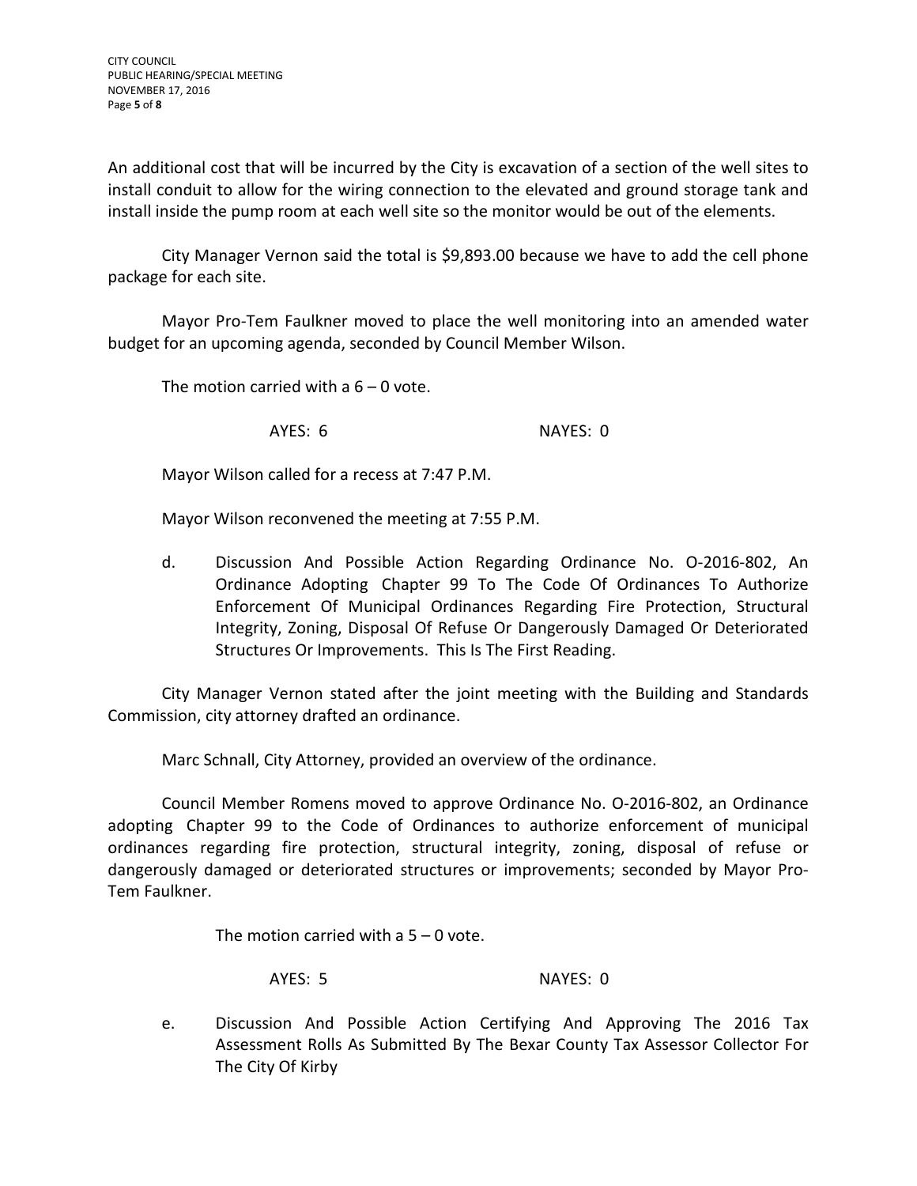An additional cost that will be incurred by the City is excavation of a section of the well sites to install conduit to allow for the wiring connection to the elevated and ground storage tank and install inside the pump room at each well site so the monitor would be out of the elements.

City Manager Vernon said the total is $9,893.00 because we have to add the cell phone package for each site.

Mayor Pro-Tem Faulkner moved to place the well monitoring into an amended water budget for an upcoming agenda, seconded by Council Member Wilson.

The motion carried with a 6 – 0 vote.

AYES: 6 NAYES: 0

Mayor Wilson called for a recess at 7:47 P.M.

Mayor Wilson reconvened the meeting at 7:55 P.M.

d. Discussion And Possible Action Regarding Ordinance No. O-2016-802, An Ordinance Adopting Chapter 99 To The Code Of Ordinances To Authorize Enforcement Of Municipal Ordinances Regarding Fire Protection, Structural Integrity, Zoning, Disposal Of Refuse Or Dangerously Damaged Or Deteriorated Structures Or Improvements. This Is The First Reading.

City Manager Vernon stated after the joint meeting with the Building and Standards Commission, city attorney drafted an ordinance.

Marc Schnall, City Attorney, provided an overview of the ordinance.

Council Member Romens moved to approve Ordinance No. O-2016-802, an Ordinance adopting Chapter 99 to the Code of Ordinances to authorize enforcement of municipal ordinances regarding fire protection, structural integrity, zoning, disposal of refuse or dangerously damaged or deteriorated structures or improvements; seconded by Mayor Pro-Tem Faulkner.

The motion carried with a 5 – 0 vote.

AYES: 5 NAYES: 0

e. Discussion And Possible Action Certifying And Approving The 2016 Tax Assessment Rolls As Submitted By The Bexar County Tax Assessor Collector For The City Of Kirby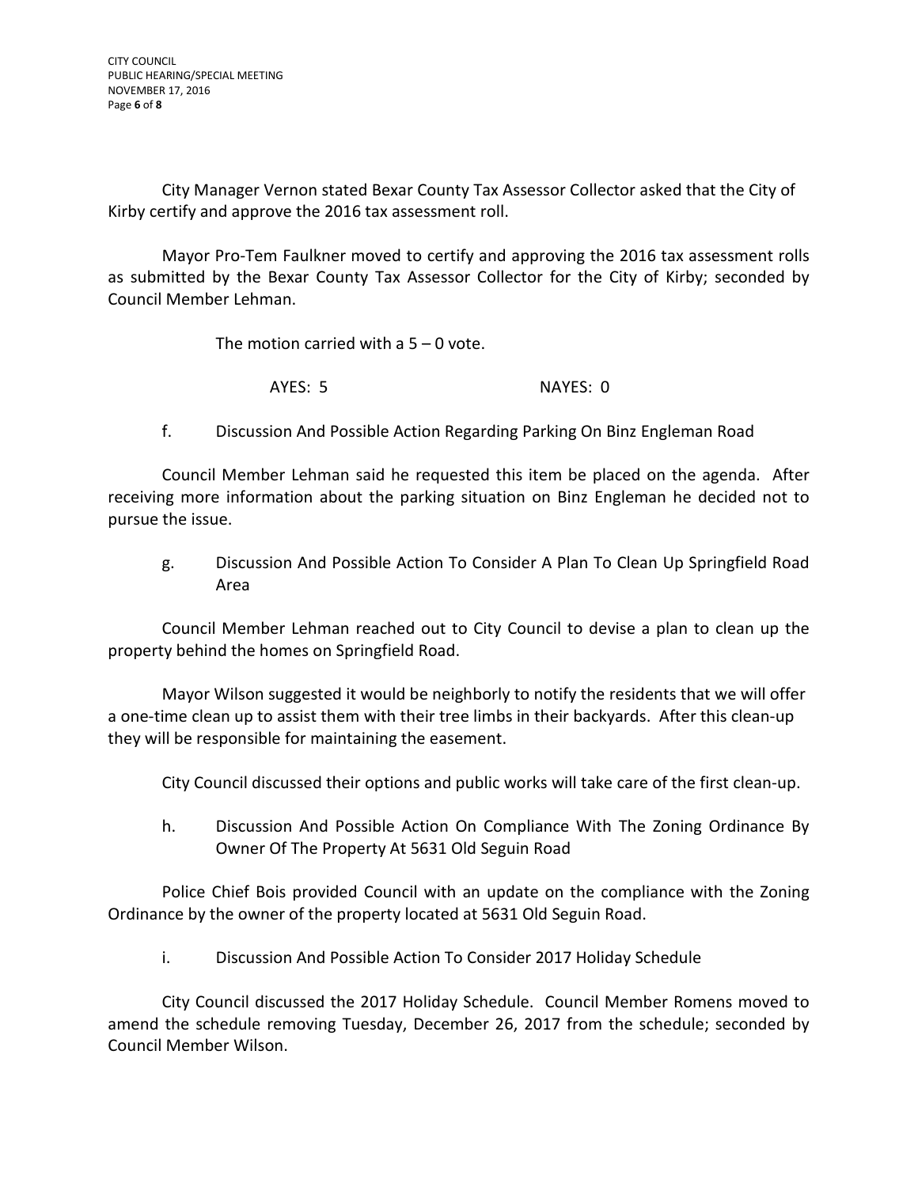City Manager Vernon stated Bexar County Tax Assessor Collector asked that the City of Kirby certify and approve the 2016 tax assessment roll.

Mayor Pro-Tem Faulkner moved to certify and approving the 2016 tax assessment rolls as submitted by the Bexar County Tax Assessor Collector for the City of Kirby; seconded by Council Member Lehman.

The motion carried with a 5 – 0 vote.

AYES: 5 NAYES: 0

f. Discussion And Possible Action Regarding Parking On Binz Engleman Road

Council Member Lehman said he requested this item be placed on the agenda. After receiving more information about the parking situation on Binz Engleman he decided not to pursue the issue.

g. Discussion And Possible Action To Consider A Plan To Clean Up Springfield Road Area

Council Member Lehman reached out to City Council to devise a plan to clean up the property behind the homes on Springfield Road.

Mayor Wilson suggested it would be neighborly to notify the residents that we will offer a one-time clean up to assist them with their tree limbs in their backyards. After this clean-up they will be responsible for maintaining the easement.

City Council discussed their options and public works will take care of the first clean-up.

h. Discussion And Possible Action On Compliance With The Zoning Ordinance By Owner Of The Property At 5631 Old Seguin Road

Police Chief Bois provided Council with an update on the compliance with the Zoning Ordinance by the owner of the property located at 5631 Old Seguin Road.

i. Discussion And Possible Action To Consider 2017 Holiday Schedule

City Council discussed the 2017 Holiday Schedule. Council Member Romens moved to amend the schedule removing Tuesday, December 26, 2017 from the schedule; seconded by Council Member Wilson.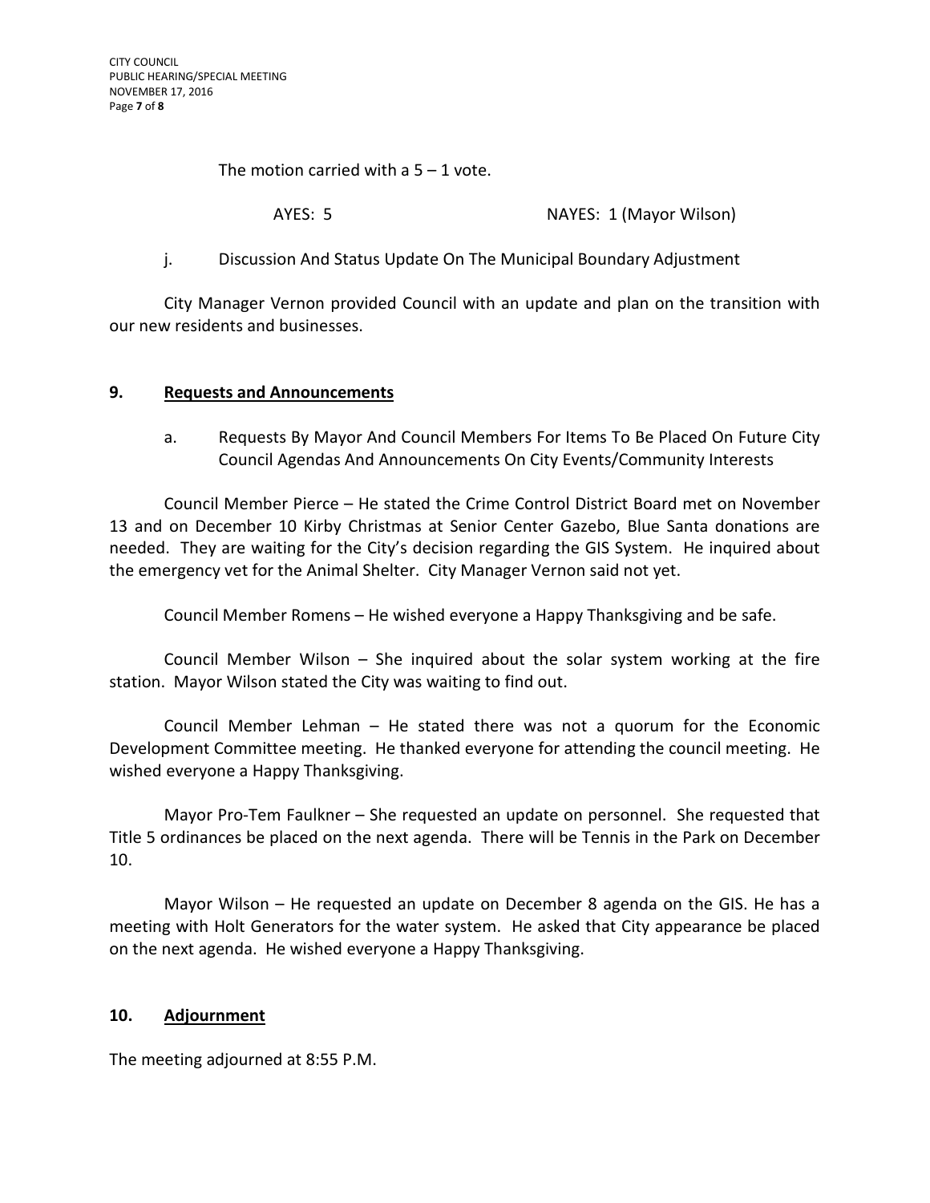The motion carried with a 5 – 1 vote.

AYES: 5 NAYES: 1 (Mayor Wilson)

j. Discussion And Status Update On The Municipal Boundary Adjustment

City Manager Vernon provided Council with an update and plan on the transition with our new residents and businesses.

## 9. Requests and Announcements

a. Requests By Mayor And Council Members For Items To Be Placed On Future City Council Agendas And Announcements On City Events/Community Interests

Council Member Pierce – He stated the Crime Control District Board met on November 13 and on December 10 Kirby Christmas at Senior Center Gazebo, Blue Santa donations are needed. They are waiting for the City's decision regarding the GIS System. He inquired about the emergency vet for the Animal Shelter. City Manager Vernon said not yet.

Council Member Romens – He wished everyone a Happy Thanksgiving and be safe.

Council Member Wilson – She inquired about the solar system working at the fire station. Mayor Wilson stated the City was waiting to find out.

Council Member Lehman – He stated there was not a quorum for the Economic Development Committee meeting. He thanked everyone for attending the council meeting. He wished everyone a Happy Thanksgiving.

Mayor Pro-Tem Faulkner – She requested an update on personnel. She requested that Title 5 ordinances be placed on the next agenda. There will be Tennis in the Park on December 10.

Mayor Wilson – He requested an update on December 8 agenda on the GIS. He has a meeting with Holt Generators for the water system. He asked that City appearance be placed on the next agenda. He wished everyone a Happy Thanksgiving.

## 10. Adjournment

The meeting adjourned at 8:55 P.M.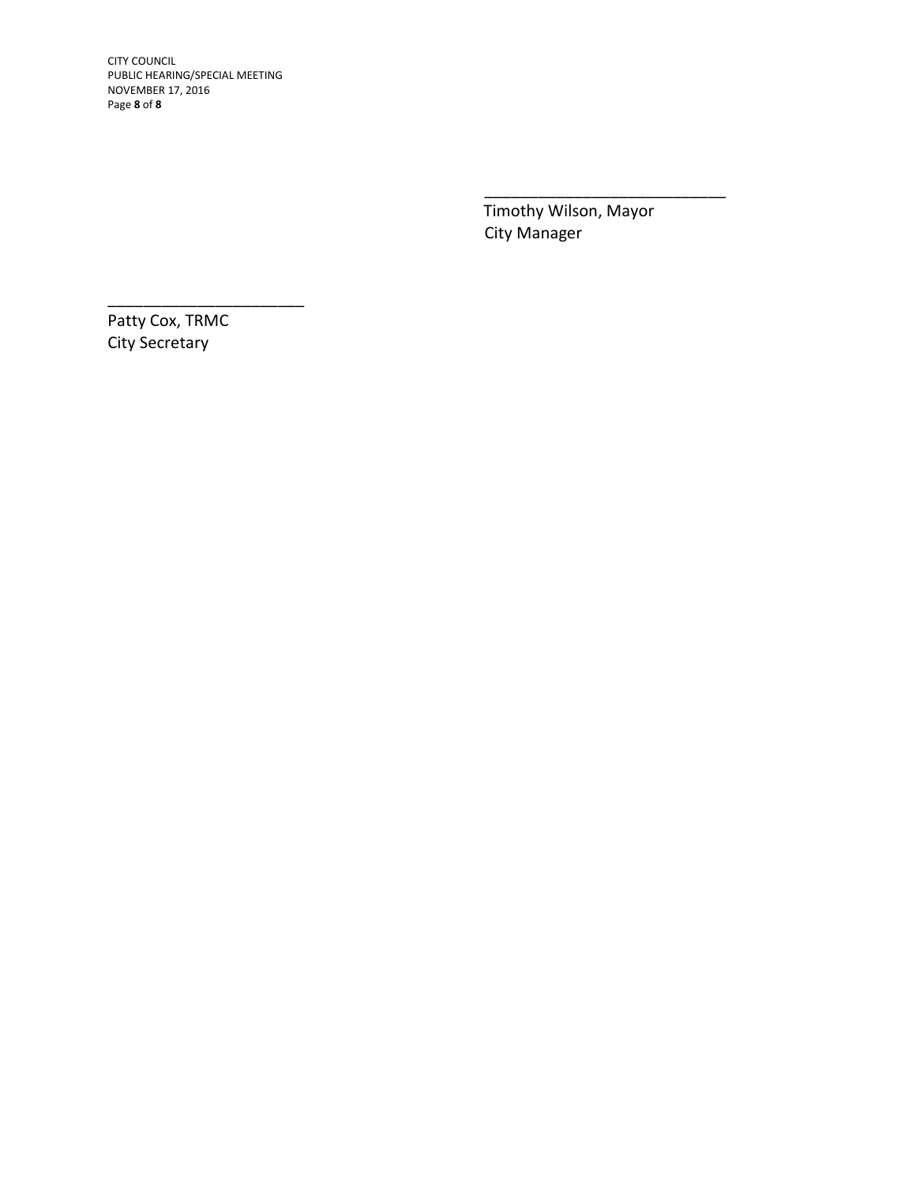\_\_\_\_\_\_\_\_\_\_\_\_\_\_\_\_\_\_\_\_\_\_\_\_\_\_\_\_
Timothy Wilson, Mayor
City Manager

\_\_\_\_\_\_\_\_\_\_\_\_\_\_\_\_\_\_\_\_\_\_\_
Patty Cox, TRMC
City Secretary